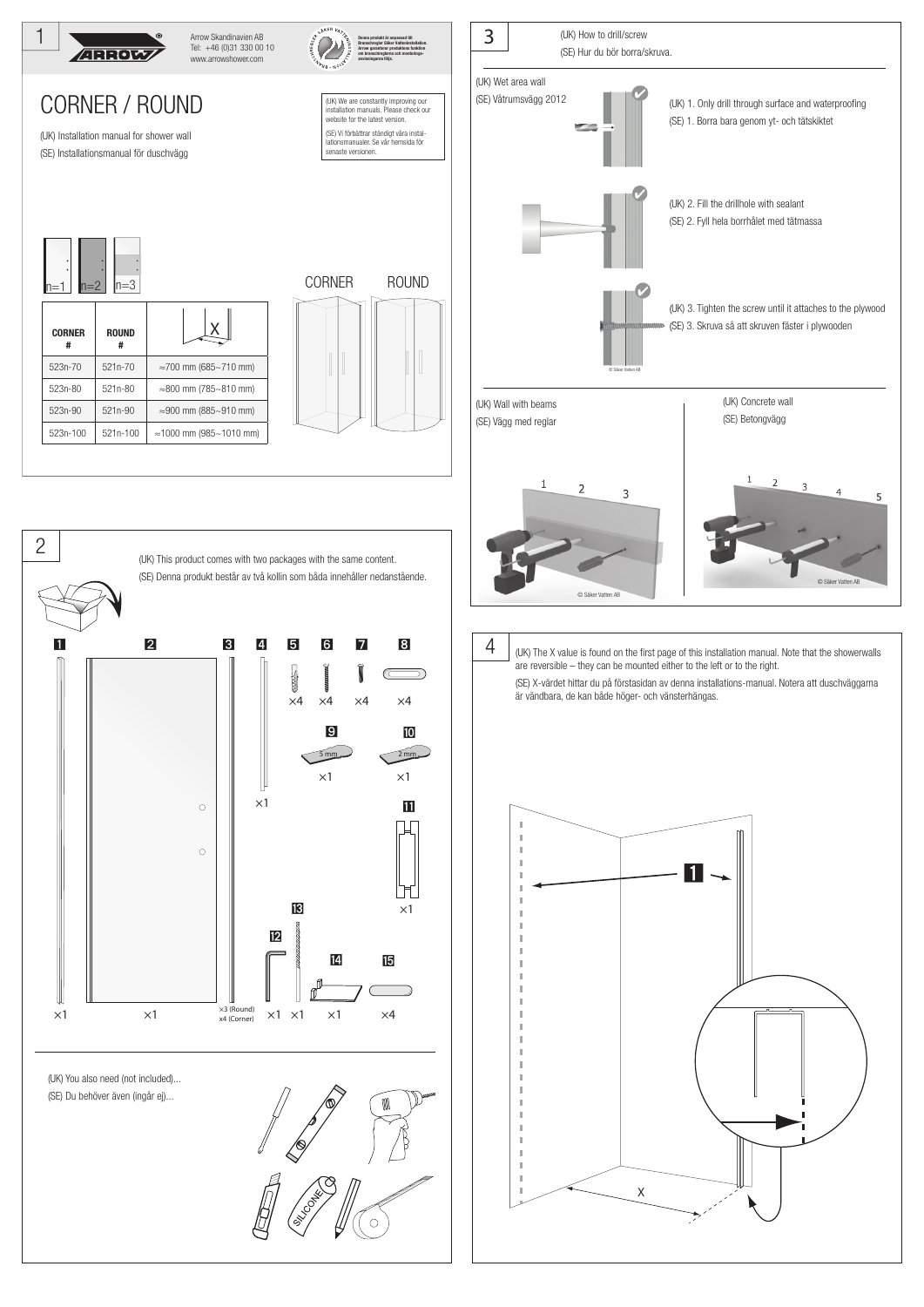# CORNER / ROUND

Arrow Skandinavien AB
Tel: +46 (0)31 330 00 10
www.arrowshower.com

Denna produkt är anpassad till Branschregler Säker Vatteninstallation. Arrow garanterar produktens funktion om branschreglerna och monteringsanvisningarna följs.

(UK) Installation manual for shower wall
(SE) Installationsmanual för duschvägg

(UK) We are constantly improving our installation manuals. Please check our website for the latest version.
(SE) Vi förbättrar ständigt våra installationsmanualer. Se vår hemsida för senaste versionen.

n=1 n=2 n=3

CORNER ROUND

| CORNER # | ROUND # | X |
|---|---|---|
| 523n-70 | 521n-70 | ≈700 mm (685~710 mm) |
| 523n-80 | 521n-80 | ≈800 mm (785~810 mm) |
| 523n-90 | 521n-90 | ≈900 mm (885~910 mm) |
| 523n-100 | 521n-100 | ≈1000 mm (985~1010 mm) |

## 2

(UK) This product comes with two packages with the same content.
(SE) Denna produkt består av två kollin som båda innehåller nedanstående.

1 ×1, 2 ×1, 3 ×3 (Round) ×4 (Corner), 4 ×1, 5 ×4, 6 ×4, 7 ×4, 8 ×4, 9 5 mm ×1, 10 2 mm ×1, 11 ×1, 12 ×1, 13 ×1, 14 ×1, 15 ×4

(UK) You also need (not included)...
(SE) Du behöver även (ingår ej)...

SILICONE

## 3

(UK) How to drill/screw
(SE) Hur du bör borra/skruva.

(UK) Wet area wall
(SE) Våtrumsvägg 2012

(UK) 1. Only drill through surface and waterproofing
(SE) 1. Borra bara genom yt- och tätskiktet

(UK) 2. Fill the drillhole with sealant
(SE) 2. Fyll hela borrhålet med tätmassa

(UK) 3. Tighten the screw until it attaches to the plywood
(SE) 3. Skruva så att skruven fäster i plywooden

© Säker Vatten AB

(UK) Wall with beams
(SE) Vägg med reglar

1 2 3

© Säker Vatten AB

(UK) Concrete wall
(SE) Betongvägg

1 2 3 4 5

© Säker Vatten AB

## 4

(UK) The X value is found on the first page of this installation manual. Note that the showerwalls are reversible – they can be mounted either to the left or to the right.

(SE) X-värdet hittar du på förstasidan av denna installations-manual. Notera att duschväggarna är vändbara, de kan både höger- och vänsterhängas.

1

X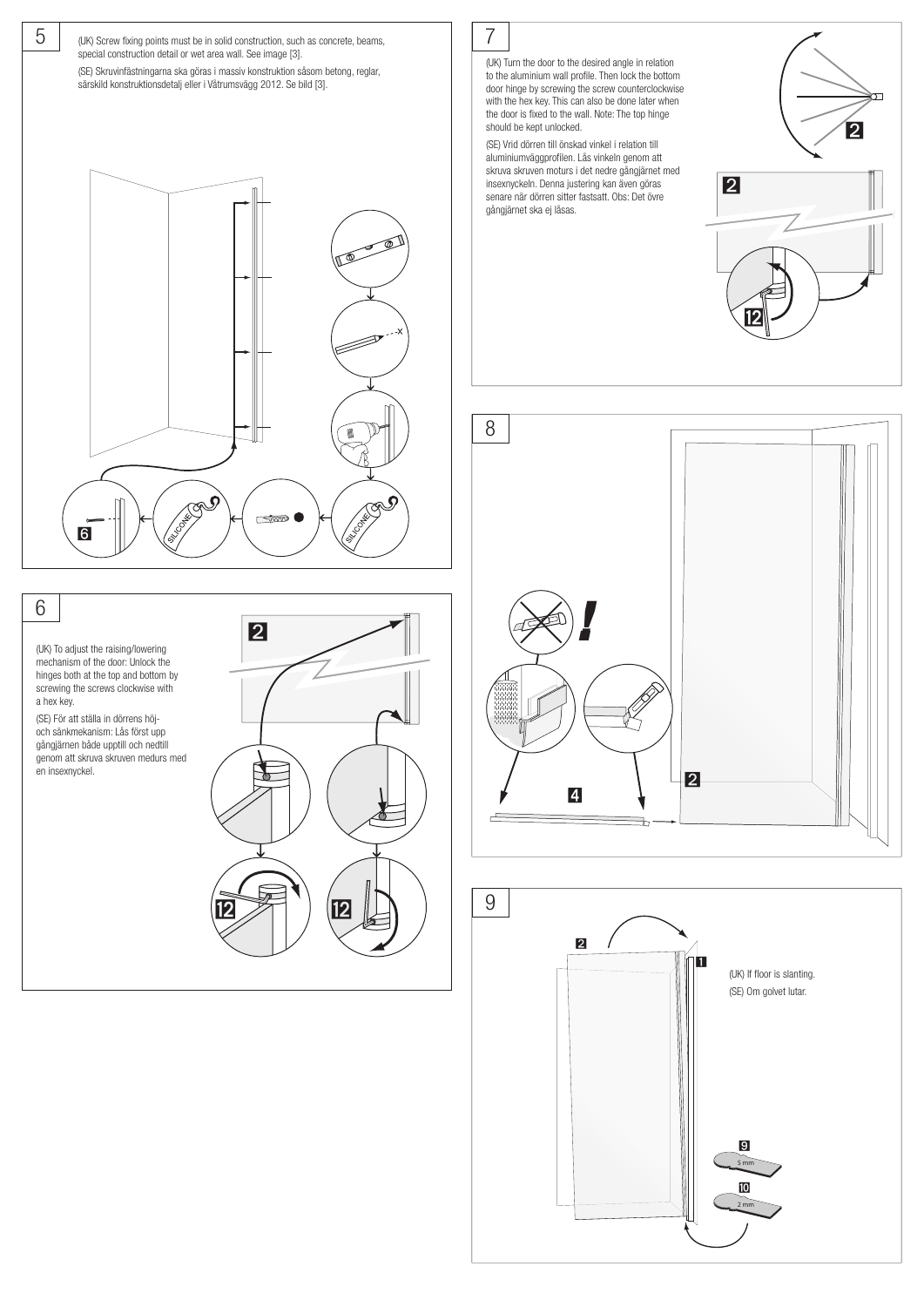## 5

(UK) Screw fixing points must be in solid construction, such as concrete, beams, special construction detail or wet area wall. See image [3].

(SE) Skruvinfästningarna ska göras i massiv konstruktion såsom betong, reglar, särskild konstruktionsdetalj eller i Våtrumsvägg 2012. Se bild [3].

## 6

(UK) To adjust the raising/lowering mechanism of the door: Unlock the hinges both at the top and bottom by screwing the screws clockwise with a hex key.

(SE) För att ställa in dörrens höj- och sänkmekanism: Lås först upp gångjärnen både upptill och nedtill genom att skruva skruven medurs med en insexnyckel.

## 7

(UK) Turn the door to the desired angle in relation to the aluminium wall profile. Then lock the bottom door hinge by screwing the screw counterclockwise with the hex key. This can also be done later when the door is fixed to the wall. Note: The top hinge should be kept unlocked.

(SE) Vrid dörren till önskad vinkel i relation till aluminiumväggprofilen. Lås vinkeln genom att skruva skruven moturs i det nedre gångjärnet med insexnyckeln. Denna justering kan även göras senare när dörren sitter fastsatt. Obs: Det övre gångjärnet ska ej låsas.

## 8

## 9

(UK) If floor is slanting.

(SE) Om golvet lutar.

5 mm

2 mm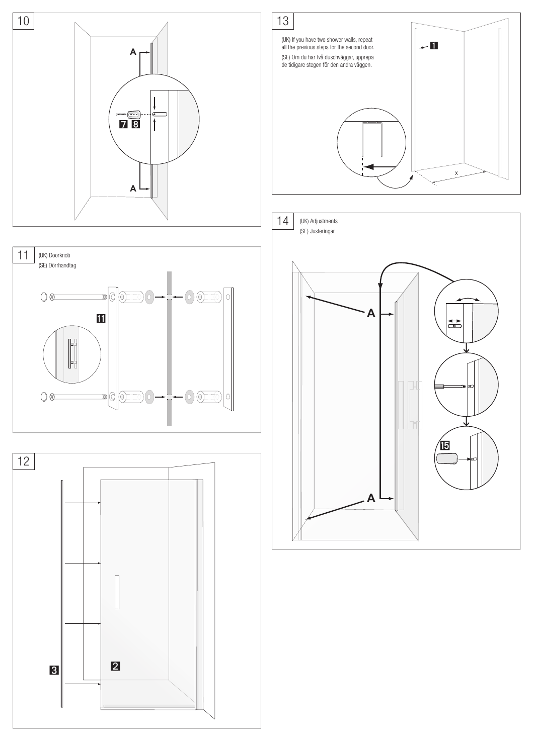## 10

A

7 8

A

## 11

(UK) Doorknob

(SE) Dörrhandtag

11

## 12

3

2

## 13

(UK) If you have two shower walls, repeat all the previous steps for the second door.

(SE) Om du har två duschväggar, upprepa de tidigare stegen för den andra väggen.

1

x

## 14

(UK) Adjustments

(SE) Justeringar

A

A

15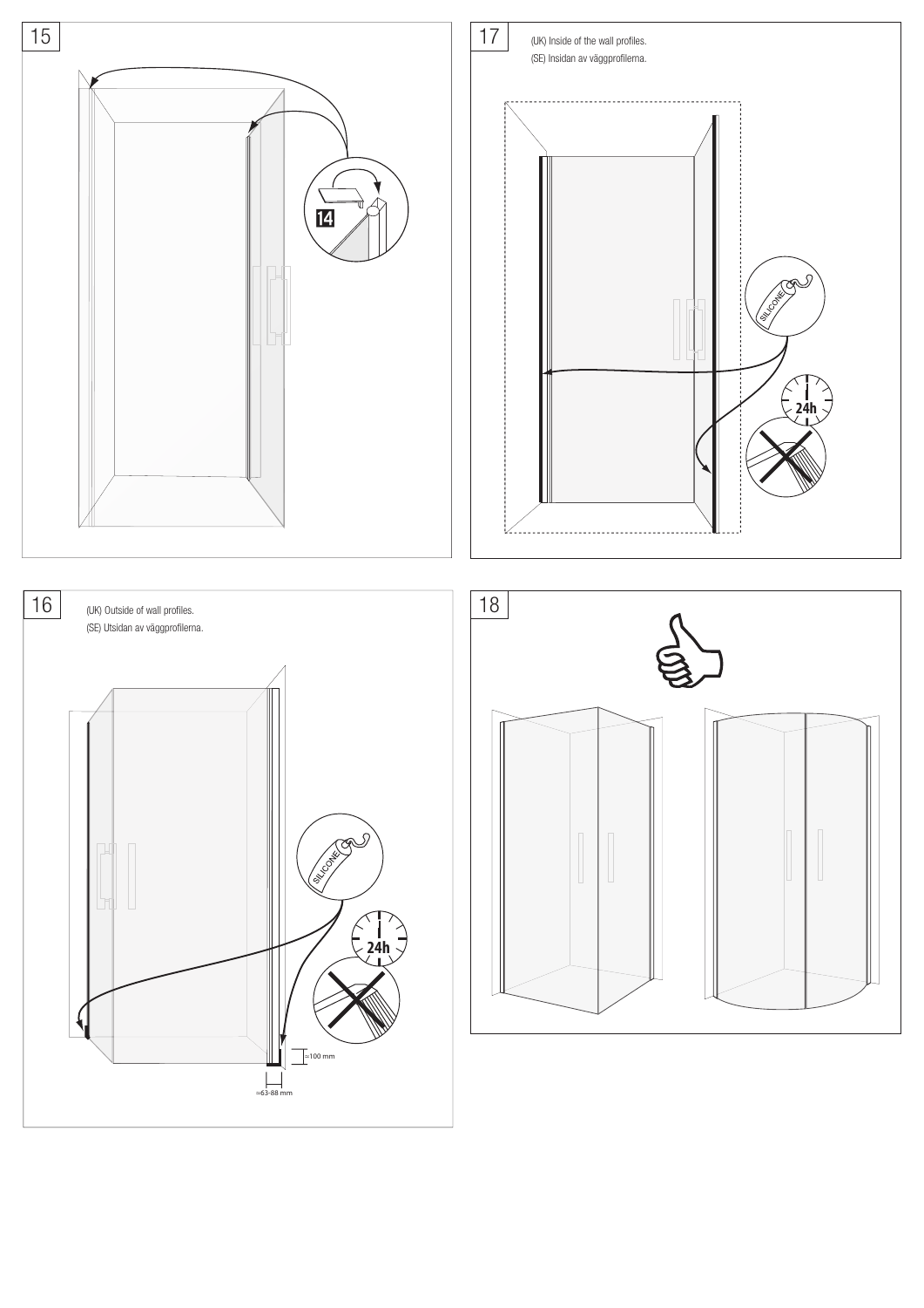15

14

17

(UK) Inside of the wall profiles.

(SE) Insidan av väggprofilerna.

SILICONE

24h

16

(UK) Outside of wall profiles.

(SE) Utsidan av väggprofilerna.

SILICONE

24h

≈100 mm

≈63-88 mm

18